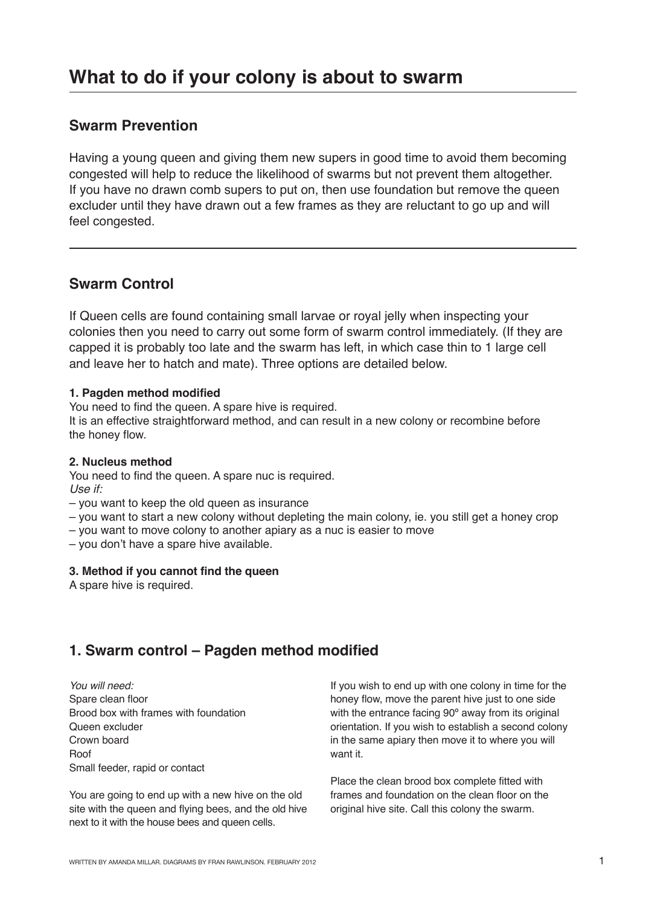# What to do if your colony is about to swarm

## Swarm Prevention

Having a young queen and giving them new supers in good time to avoid them becoming congested will help to reduce the likelihood of swarms but not prevent them altogether. If you have no drawn comb supers to put on, then use foundation but remove the queen excluder until they have drawn out a few frames as they are reluctant to go up and will feel congested.

## Swarm Control

If Queen cells are found containing small larvae or royal jelly when inspecting your colonies then you need to carry out some form of swarm control immediately. (If they are capped it is probably too late and the swarm has left, in which case thin to 1 large cell and leave her to hatch and mate). Three options are detailed below.

**1. Pagden method modified**
You need to find the queen. A spare hive is required.
It is an effective straightforward method, and can result in a new colony or recombine before the honey flow.

**2. Nucleus method**
You need to find the queen. A spare nuc is required.
*Use if:*
– you want to keep the old queen as insurance
– you want to start a new colony without depleting the main colony, ie. you still get a honey crop
– you want to move colony to another apiary as a nuc is easier to move
– you don't have a spare hive available.

**3. Method if you cannot find the queen**
A spare hive is required.

## 1. Swarm control – Pagden method modified

*You will need:*
Spare clean floor
Brood box with frames with foundation
Queen excluder
Crown board
Roof
Small feeder, rapid or contact

You are going to end up with a new hive on the old site with the queen and flying bees, and the old hive next to it with the house bees and queen cells.

If you wish to end up with one colony in time for the honey flow, move the parent hive just to one side with the entrance facing 90º away from its original orientation. If you wish to establish a second colony in the same apiary then move it to where you will want it.

Place the clean brood box complete fitted with frames and foundation on the clean floor on the original hive site. Call this colony the swarm.

WRITTEN BY AMANDA MILLAR. DIAGRAMS BY FRAN RAWLINSON. FEBRUARY 2012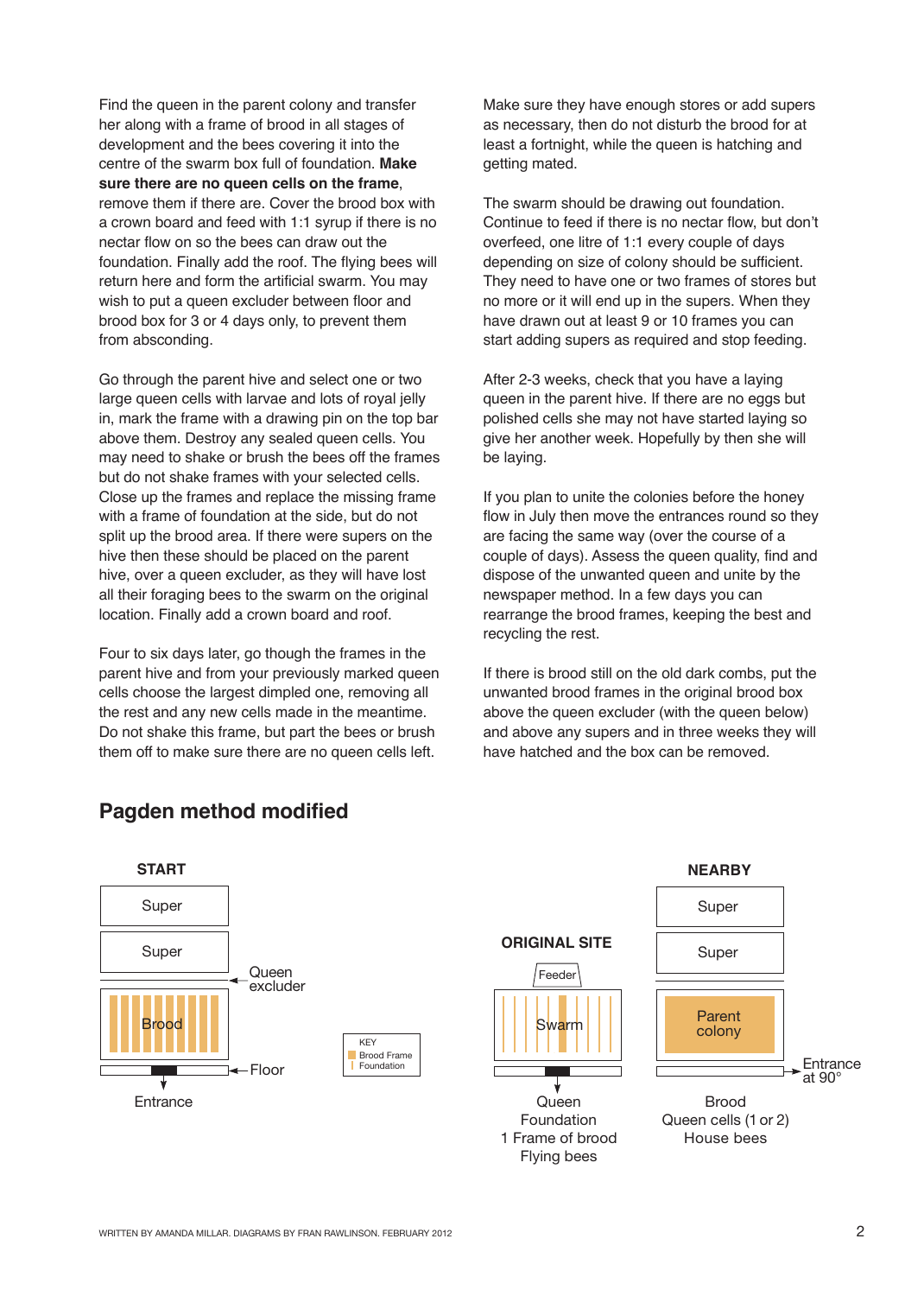Find the queen in the parent colony and transfer her along with a frame of brood in all stages of development and the bees covering it into the centre of the swarm box full of foundation. **Make sure there are no queen cells on the frame**, remove them if there are. Cover the brood box with a crown board and feed with 1:1 syrup if there is no nectar flow on so the bees can draw out the foundation. Finally add the roof. The flying bees will return here and form the artificial swarm. You may wish to put a queen excluder between floor and brood box for 3 or 4 days only, to prevent them from absconding.

Go through the parent hive and select one or two large queen cells with larvae and lots of royal jelly in, mark the frame with a drawing pin on the top bar above them. Destroy any sealed queen cells. You may need to shake or brush the bees off the frames but do not shake frames with your selected cells. Close up the frames and replace the missing frame with a frame of foundation at the side, but do not split up the brood area. If there were supers on the hive then these should be placed on the parent hive, over a queen excluder, as they will have lost all their foraging bees to the swarm on the original location. Finally add a crown board and roof.

Four to six days later, go though the frames in the parent hive and from your previously marked queen cells choose the largest dimpled one, removing all the rest and any new cells made in the meantime. Do not shake this frame, but part the bees or brush them off to make sure there are no queen cells left.

Make sure they have enough stores or add supers as necessary, then do not disturb the brood for at least a fortnight, while the queen is hatching and getting mated.

The swarm should be drawing out foundation. Continue to feed if there is no nectar flow, but don't overfeed, one litre of 1:1 every couple of days depending on size of colony should be sufficient. They need to have one or two frames of stores but no more or it will end up in the supers. When they have drawn out at least 9 or 10 frames you can start adding supers as required and stop feeding.

After 2-3 weeks, check that you have a laying queen in the parent hive. If there are no eggs but polished cells she may not have started laying so give her another week. Hopefully by then she will be laying.

If you plan to unite the colonies before the honey flow in July then move the entrances round so they are facing the same way (over the course of a couple of days). Assess the queen quality, find and dispose of the unwanted queen and unite by the newspaper method. In a few days you can rearrange the brood frames, keeping the best and recycling the rest.

If there is brood still on the old dark combs, put the unwanted brood frames in the original brood box above the queen excluder (with the queen below) and above any supers and in three weeks they will have hatched and the box can be removed.

## Pagden method modified

**START**

Super
Super
Queen excluder
Brood
Floor
Entrance

KEY
Brood Frame
Foundation

**ORIGINAL SITE**

Feeder
Swarm

Queen
Foundation
1 Frame of brood
Flying bees

**NEARBY**

Super
Super
Parent colony
Entrance at 90°

Brood
Queen cells (1 or 2)
House bees

WRITTEN BY AMANDA MILLAR. DIAGRAMS BY FRAN RAWLINSON. FEBRUARY 2012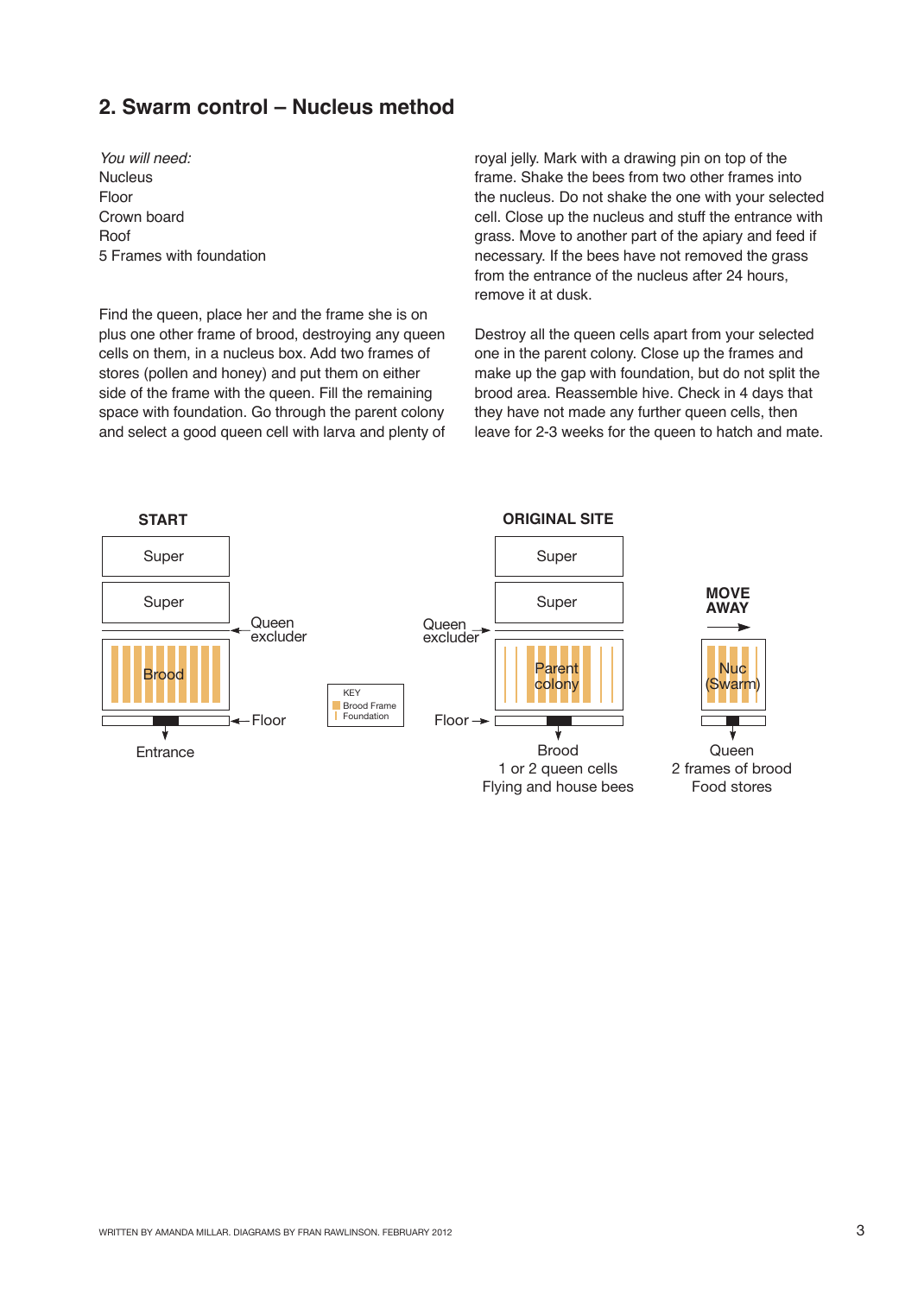## 2. Swarm control – Nucleus method

*You will need:*
Nucleus
Floor
Crown board
Roof
5 Frames with foundation

Find the queen, place her and the frame she is on plus one other frame of brood, destroying any queen cells on them, in a nucleus box. Add two frames of stores (pollen and honey) and put them on either side of the frame with the queen. Fill the remaining space with foundation. Go through the parent colony and select a good queen cell with larva and plenty of royal jelly. Mark with a drawing pin on top of the frame. Shake the bees from two other frames into the nucleus. Do not shake the one with your selected cell. Close up the nucleus and stuff the entrance with grass. Move to another part of the apiary and feed if necessary. If the bees have not removed the grass from the entrance of the nucleus after 24 hours, remove it at dusk.

Destroy all the queen cells apart from your selected one in the parent colony. Close up the frames and make up the gap with foundation, but do not split the brood area. Reassemble hive. Check in 4 days that they have not made any further queen cells, then leave for 2-3 weeks for the queen to hatch and mate.

**START**

Super
Super
Queen excluder
Brood
Floor
Entrance

KEY
Brood Frame
Foundation

**ORIGINAL SITE**

Super
Super
Queen excluder
Parent colony
Floor

Brood
1 or 2 queen cells
Flying and house bees

**MOVE AWAY**

Nuc (Swarm)

Queen
2 frames of brood
Food stores

WRITTEN BY AMANDA MILLAR. DIAGRAMS BY FRAN RAWLINSON. FEBRUARY 2012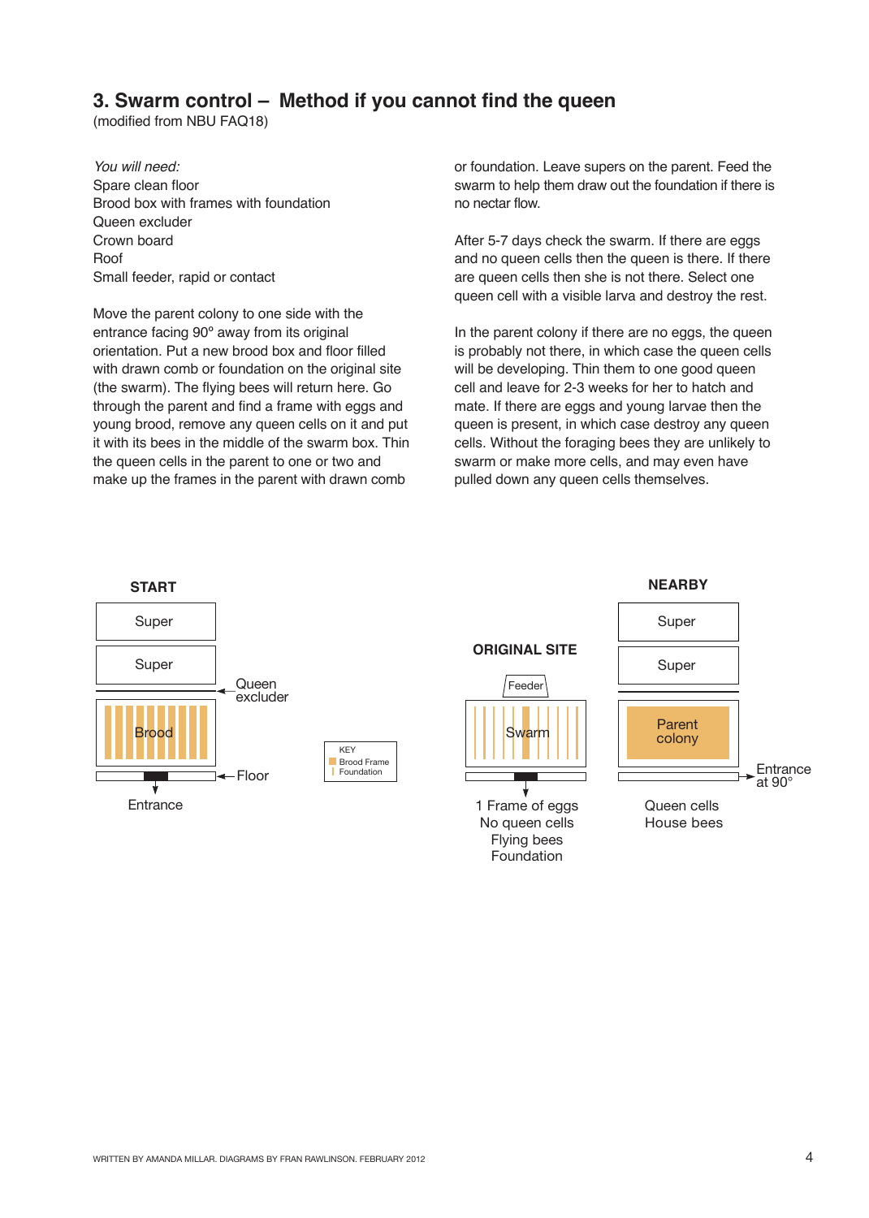## 3. Swarm control – Method if you cannot find the queen

(modified from NBU FAQ18)

*You will need:*
Spare clean floor
Brood box with frames with foundation
Queen excluder
Crown board
Roof
Small feeder, rapid or contact

Move the parent colony to one side with the entrance facing 90º away from its original orientation. Put a new brood box and floor filled with drawn comb or foundation on the original site (the swarm). The flying bees will return here. Go through the parent and find a frame with eggs and young brood, remove any queen cells on it and put it with its bees in the middle of the swarm box. Thin the queen cells in the parent to one or two and make up the frames in the parent with drawn comb or foundation. Leave supers on the parent. Feed the swarm to help them draw out the foundation if there is no nectar flow.

After 5-7 days check the swarm. If there are eggs and no queen cells then the queen is there. If there are queen cells then she is not there. Select one queen cell with a visible larva and destroy the rest.

In the parent colony if there are no eggs, the queen is probably not there, in which case the queen cells will be developing. Thin them to one good queen cell and leave for 2-3 weeks for her to hatch and mate. If there are eggs and young larvae then the queen is present, in which case destroy any queen cells. Without the foraging bees they are unlikely to swarm or make more cells, and may even have pulled down any queen cells themselves.

START
Super
Super
Queen excluder
Brood
Floor
Entrance

KEY
Brood Frame
Foundation

ORIGINAL SITE
Feeder
Swarm
1 Frame of eggs
No queen cells
Flying bees
Foundation

NEARBY
Super
Super
Parent colony
Entrance at 90°
Queen cells
House bees

WRITTEN BY AMANDA MILLAR. DIAGRAMS BY FRAN RAWLINSON. FEBRUARY 2012